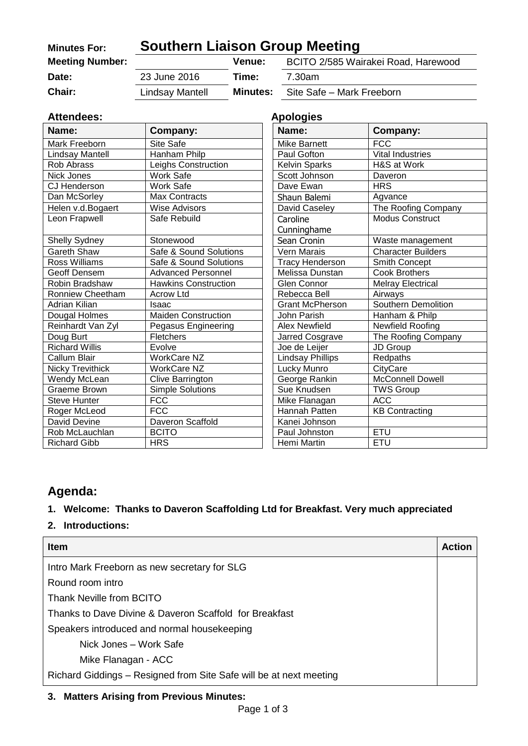| **Minutes For:** | **Southern Liaison Group Meeting** | | |
|---|---|---|---|
| **Meeting Number:** | | **Venue:** | BCITO 2/585 Wairakei Road, Harewood |
| **Date:** | 23 June 2016 | **Time:** | 7.30am |
| **Chair:** | Lindsay Mantell | **Minutes:** | Site Safe – Mark Freeborn |

**Attendees:**

| Name: | Company: |
|---|---|
| Mark Freeborn | Site Safe |
| Lindsay Mantell | Hanham Philp |
| Rob Abrass | Leighs Construction |
| Nick Jones | Work Safe |
| CJ Henderson | Work Safe |
| Dan McSorley | Max Contracts |
| Helen v.d.Bogaert | Wise Advisors |
| Leon Frapwell | Safe Rebuild |
| Shelly Sydney | Stonewood |
| Gareth Shaw | Safe & Sound Solutions |
| Ross Williams | Safe & Sound Solutions |
| Geoff Densem | Advanced Personnel |
| Robin Bradshaw | Hawkins Construction |
| Ronniew Cheetham | Acrow Ltd |
| Adrian Kilian | Isaac |
| Dougal Holmes | Maiden Construction |
| Reinhardt Van Zyl | Pegasus Engineering |
| Doug Burt | Fletchers |
| Richard Willis | Evolve |
| Callum Blair | WorkCare NZ |
| Nicky Trevithick | WorkCare NZ |
| Wendy McLean | Clive Barrington |
| Graeme Brown | Simple Solutions |
| Steve Hunter | FCC |
| Roger McLeod | FCC |
| David Devine | Daveron Scaffold |
| Rob McLauchlan | BCITO |
| Richard Gibb | HRS |

**Apologies**

| Name: | Company: |
|---|---|
| Mike Barnett | FCC |
| Paul Gofton | Vital Industries |
| Kelvin Sparks | H&S at Work |
| Scott Johnson | Daveron |
| Dave Ewan | HRS |
| Shaun Balemi | Agvance |
| David Caseley | The Roofing Company |
| Caroline Cunninghame | Modus Construct |
| Sean Cronin | Waste management |
| Vern Marais | Character Builders |
| Tracy Henderson | Smith Concept |
| Melissa Dunstan | Cook Brothers |
| Glen Connor | Melray Electrical |
| Rebecca Bell | Airways |
| Grant McPherson | Southern Demolition |
| John Parish | Hanham & Philp |
| Alex Newfield | Newfield Roofing |
| Jarred Cosgrave | The Roofing Company |
| Joe de Leijer | JD Group |
| Lindsay Phillips | Redpaths |
| Lucky Munro | CityCare |
| George Rankin | McConnell Dowell |
| Sue Knudsen | TWS Group |
| Mike Flanagan | ACC |
| Hannah Patten | KB Contracting |
| Kanei Johnson | |
| Paul Johnston | ETU |
| Hemi Martin | ETU |

## Agenda:

1. **Welcome: Thanks to Daveron Scaffolding Ltd for Breakfast. Very much appreciated**
2. **Introductions:**

| Item | Action |
|---|---|
| Intro Mark Freeborn as new secretary for SLG | |
| Round room intro | |
| Thank Neville from BCITO | |
| Thanks to Dave Divine & Daveron Scaffold for Breakfast | |
| Speakers introduced and normal housekeeping | |
| Nick Jones – Work Safe | |
| Mike Flanagan - ACC | |
| Richard Giddings – Resigned from Site Safe will be at next meeting | |

3. **Matters Arising from Previous Minutes:**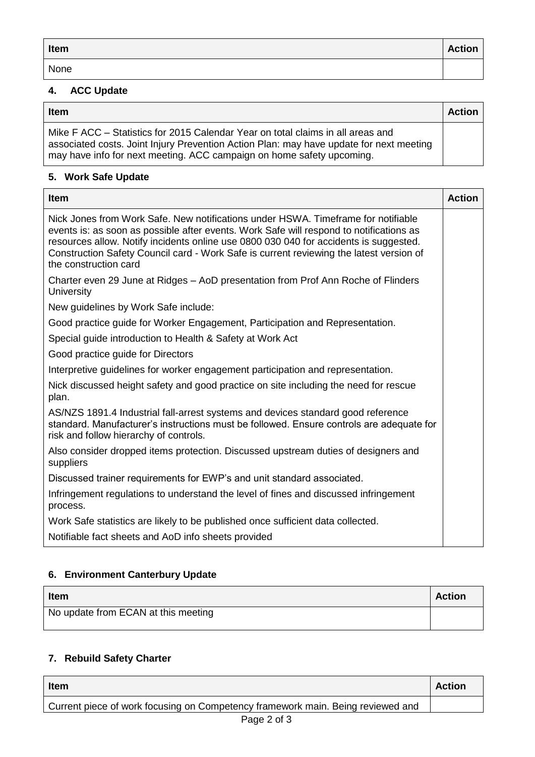| Item | Action |
| --- | --- |
| None | |

## 4. ACC Update

| Item | Action |
| --- | --- |
| Mike F ACC – Statistics for 2015 Calendar Year on total claims in all areas and associated costs. Joint Injury Prevention Action Plan: may have update for next meeting may have info for next meeting. ACC campaign on home safety upcoming. | |

## 5. Work Safe Update

| Item | Action |
| --- | --- |
| Nick Jones from Work Safe. New notifications under HSWA. Timeframe for notifiable events is: as soon as possible after events. Work Safe will respond to notifications as resources allow. Notify incidents online use 0800 030 040 for accidents is suggested. Construction Safety Council card - Work Safe is current reviewing the latest version of the construction card | |
| Charter even 29 June at Ridges – AoD presentation from Prof Ann Roche of Flinders University | |
| New guidelines by Work Safe include: | |
| Good practice guide for Worker Engagement, Participation and Representation. | |
| Special guide introduction to Health & Safety at Work Act | |
| Good practice guide for Directors | |
| Interpretive guidelines for worker engagement participation and representation. | |
| Nick discussed height safety and good practice on site including the need for rescue plan. | |
| AS/NZS 1891.4 Industrial fall-arrest systems and devices standard good reference standard. Manufacturer's instructions must be followed. Ensure controls are adequate for risk and follow hierarchy of controls. | |
| Also consider dropped items protection. Discussed upstream duties of designers and suppliers | |
| Discussed trainer requirements for EWP's and unit standard associated. | |
| Infringement regulations to understand the level of fines and discussed infringement process. | |
| Work Safe statistics are likely to be published once sufficient data collected. | |
| Notifiable fact sheets and AoD info sheets provided | |

## 6. Environment Canterbury Update

| Item | Action |
| --- | --- |
| No update from ECAN at this meeting | |

## 7. Rebuild Safety Charter

| Item | Action |
| --- | --- |
| Current piece of work focusing on Competency framework main. Being reviewed and | |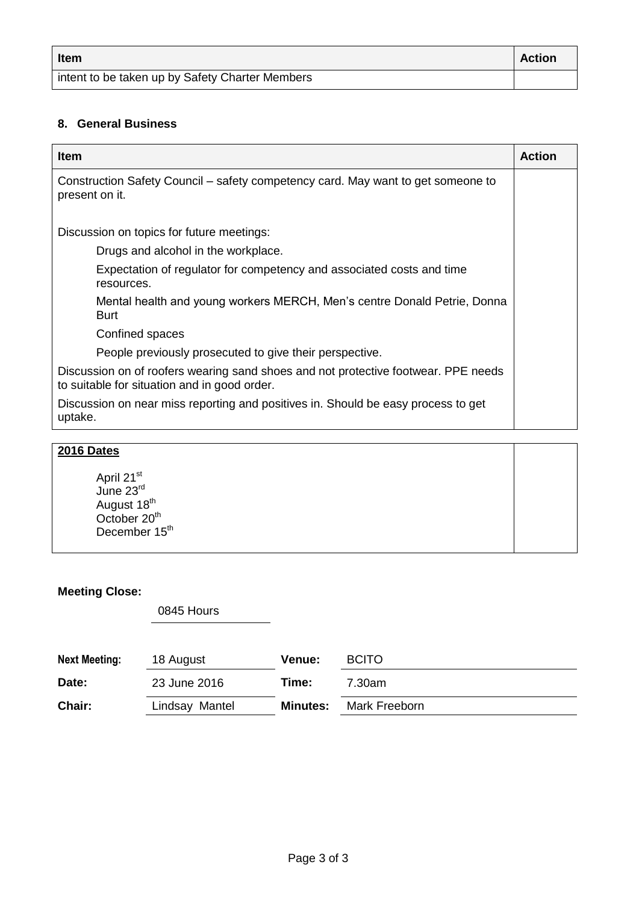| Item | Action |
|---|---|
| intent to be taken up by Safety Charter Members | |

## 8. General Business

| Item | Action |
|---|---|
| Construction Safety Council – safety competency card. May want to get someone to present on it. | |
| Discussion on topics for future meetings:<br>Drugs and alcohol in the workplace.<br>Expectation of regulator for competency and associated costs and time resources.<br>Mental health and young workers MERCH, Men's centre Donald Petrie, Donna Burt<br>Confined spaces<br>People previously prosecuted to give their perspective. | |
| Discussion on of roofers wearing sand shoes and not protective footwear. PPE needs to suitable for situation and in good order. | |
| Discussion on near miss reporting and positives in. Should be easy process to get uptake. | |

| 2016 Dates | |
|---|---|
| April 21st<br>June 23rd<br>August 18th<br>October 20th<br>December 15th | |

**Meeting Close:** 0845 Hours

| | | | |
|---|---|---|---|
| **Next Meeting:** | 18 August | **Venue:** | BCITO |
| **Date:** | 23 June 2016 | **Time:** | 7.30am |
| **Chair:** | Lindsay Mantel | **Minutes:** | Mark Freeborn |